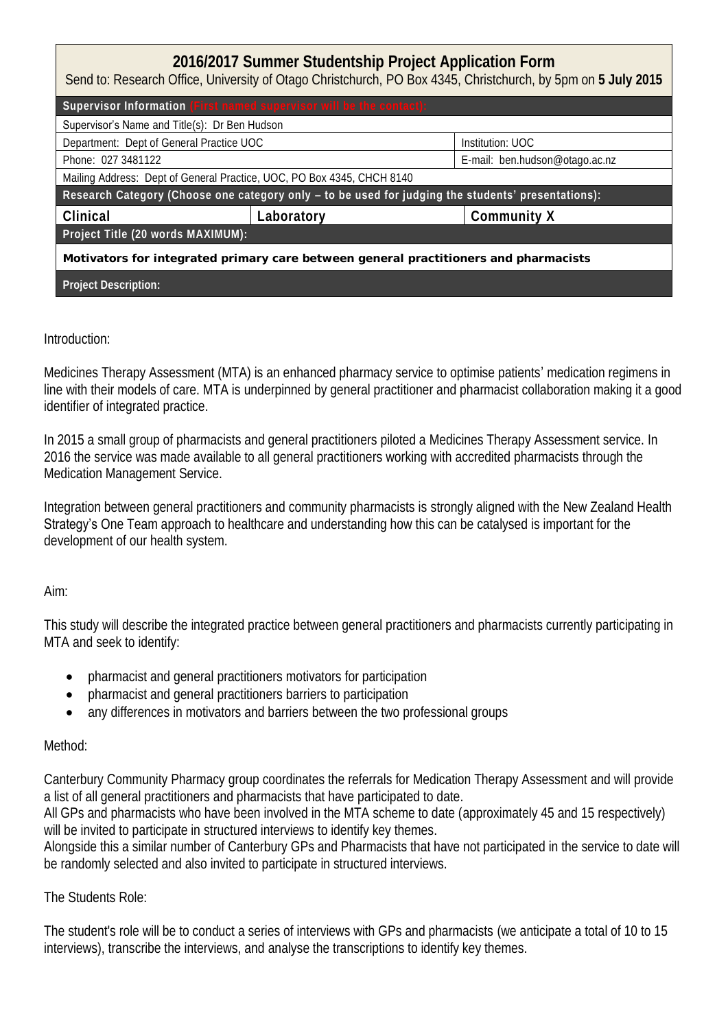# 2016/2017 Summer Studentship Project Application Form

Send to: Research Office, University of Otago Christchurch, PO Box 4345, Christchurch, by 5pm on **5 July 2015**

| **Supervisor Information (First named supervisor will be the contact):** | | |
|---|---|---|
| Supervisor's Name and Title(s): Dr Ben Hudson | | |
| Department: Dept of General Practice UOC | | Institution: UOC |
| Phone: 027 3481122 | | E-mail: ben.hudson@otago.ac.nz |
| Mailing Address: Dept of General Practice, UOC, PO Box 4345, CHCH 8140 | | |
| **Research Category (Choose one category only – to be used for judging the students' presentations):** | | |
| **Clinical** | **Laboratory** | **Community X** |
| **Project Title (20 words MAXIMUM):** | | |
| **Motivators for integrated primary care between general practitioners and pharmacists** | | |
| **Project Description:** | | |

Introduction:

Medicines Therapy Assessment (MTA) is an enhanced pharmacy service to optimise patients' medication regimens in line with their models of care. MTA is underpinned by general practitioner and pharmacist collaboration making it a good identifier of integrated practice.

In 2015 a small group of pharmacists and general practitioners piloted a Medicines Therapy Assessment service. In 2016 the service was made available to all general practitioners working with accredited pharmacists through the Medication Management Service.

Integration between general practitioners and community pharmacists is strongly aligned with the New Zealand Health Strategy's One Team approach to healthcare and understanding how this can be catalysed is important for the development of our health system.

Aim:

This study will describe the integrated practice between general practitioners and pharmacists currently participating in MTA and seek to identify:

- pharmacist and general practitioners motivators for participation
- pharmacist and general practitioners barriers to participation
- any differences in motivators and barriers between the two professional groups

Method:

Canterbury Community Pharmacy group coordinates the referrals for Medication Therapy Assessment and will provide a list of all general practitioners and pharmacists that have participated to date.

All GPs and pharmacists who have been involved in the MTA scheme to date (approximately 45 and 15 respectively) will be invited to participate in structured interviews to identify key themes.

Alongside this a similar number of Canterbury GPs and Pharmacists that have not participated in the service to date will be randomly selected and also invited to participate in structured interviews.

The Students Role:

The student's role will be to conduct a series of interviews with GPs and pharmacists (we anticipate a total of 10 to 15 interviews), transcribe the interviews, and analyse the transcriptions to identify key themes.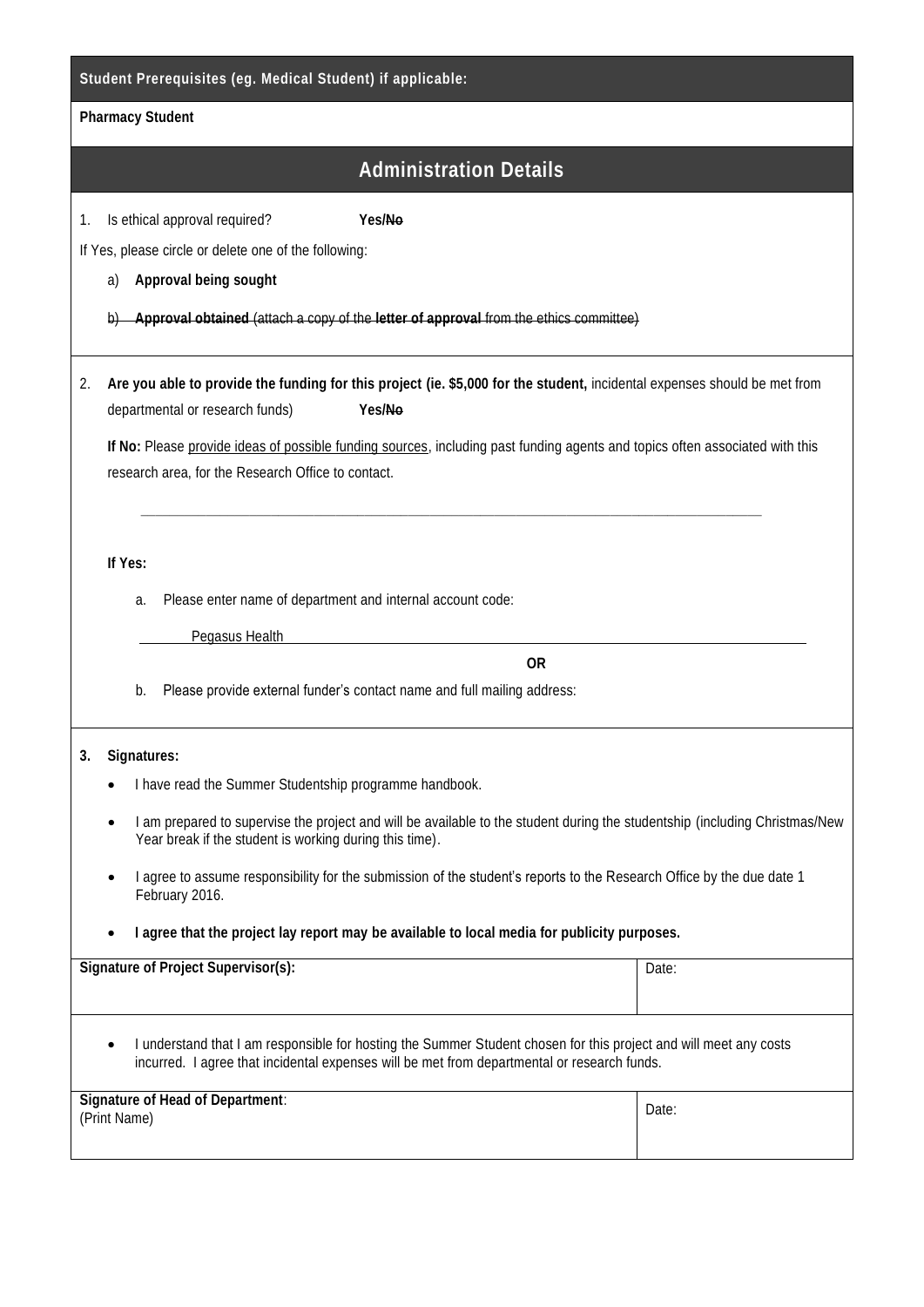**Student Prerequisites (eg. Medical Student) if applicable:**

**Pharmacy Student**

## Administration Details

1. Is ethical approval required? **Yes/~~No~~**

If Yes, please circle or delete one of the following:

a) **Approval being sought**

~~b) **Approval obtained** (attach a copy of the **letter of approval** from the ethics committee)~~

2. **Are you able to provide the funding for this project (ie. $5,000 for the student,** incidental expenses should be met from departmental or research funds) **Yes/~~No~~**

**If No:** Please provide ideas of possible funding sources, including past funding agents and topics often associated with this research area, for the Research Office to contact.

\_\_\_\_\_\_\_\_\_\_\_\_\_\_\_\_\_\_\_\_\_\_\_\_\_\_\_\_\_\_\_\_\_\_\_\_\_\_\_\_\_\_\_\_\_\_\_\_\_\_\_\_\_\_\_\_\_\_\_\_\_\_\_\_

**If Yes:**

a. Please enter name of department and internal account code:

Pegasus Health

**OR**

b. Please provide external funder's contact name and full mailing address:

3. **Signatures:**

- I have read the Summer Studentship programme handbook.
- I am prepared to supervise the project and will be available to the student during the studentship (including Christmas/New Year break if the student is working during this time).
- I agree to assume responsibility for the submission of the student's reports to the Research Office by the due date 1 February 2016.
- **I agree that the project lay report may be available to local media for publicity purposes.**

| Signature of Project Supervisor(s): | Date: |
|---|---|
| | |

- I understand that I am responsible for hosting the Summer Student chosen for this project and will meet any costs incurred. I agree that incidental expenses will be met from departmental or research funds.

| Signature of Head of Department: (Print Name) | Date: |
|---|---|
| | |